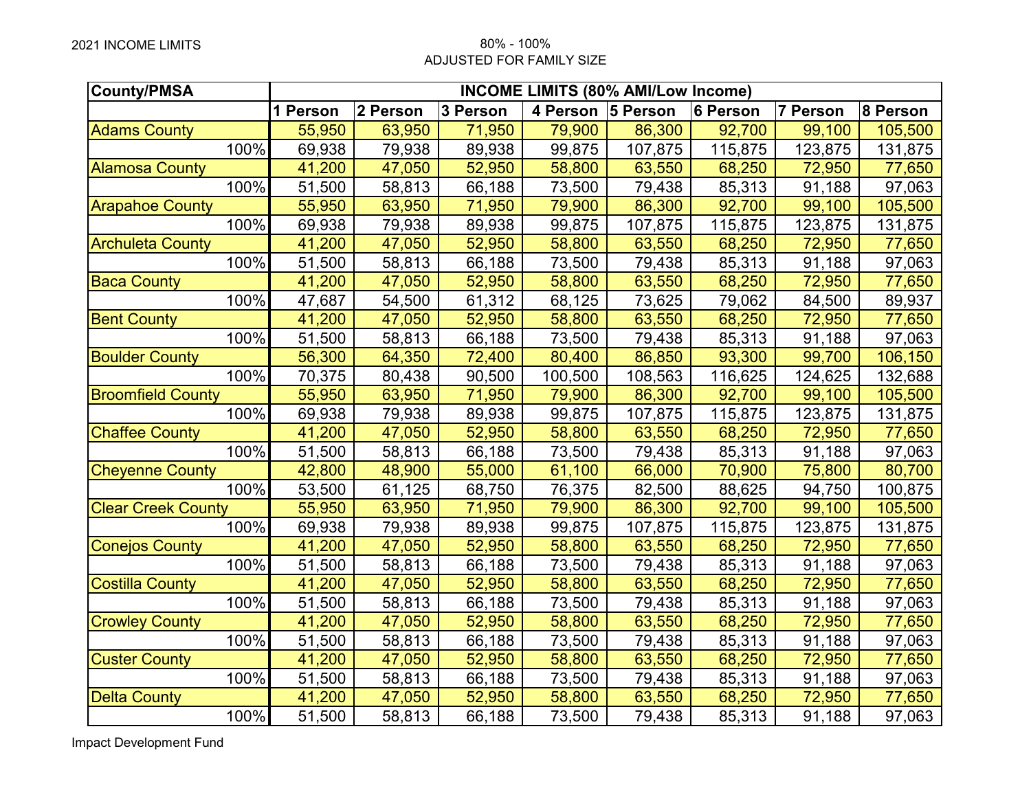2021 INCOME LIMITS

80% - 100%
ADJUSTED FOR FAMILY SIZE

| County/PMSA | INCOME LIMITS (80% AMI/Low Income) | | | | | | | |
|---|---|---|---|---|---|---|---|---|
| | 1 Person | 2 Person | 3 Person | 4 Person | 5 Person | 6 Person | 7 Person | 8 Person |
| Adams County | 55,950 | 63,950 | 71,950 | 79,900 | 86,300 | 92,700 | 99,100 | 105,500 |
| 100% | 69,938 | 79,938 | 89,938 | 99,875 | 107,875 | 115,875 | 123,875 | 131,875 |
| Alamosa County | 41,200 | 47,050 | 52,950 | 58,800 | 63,550 | 68,250 | 72,950 | 77,650 |
| 100% | 51,500 | 58,813 | 66,188 | 73,500 | 79,438 | 85,313 | 91,188 | 97,063 |
| Arapahoe County | 55,950 | 63,950 | 71,950 | 79,900 | 86,300 | 92,700 | 99,100 | 105,500 |
| 100% | 69,938 | 79,938 | 89,938 | 99,875 | 107,875 | 115,875 | 123,875 | 131,875 |
| Archuleta County | 41,200 | 47,050 | 52,950 | 58,800 | 63,550 | 68,250 | 72,950 | 77,650 |
| 100% | 51,500 | 58,813 | 66,188 | 73,500 | 79,438 | 85,313 | 91,188 | 97,063 |
| Baca County | 41,200 | 47,050 | 52,950 | 58,800 | 63,550 | 68,250 | 72,950 | 77,650 |
| 100% | 47,687 | 54,500 | 61,312 | 68,125 | 73,625 | 79,062 | 84,500 | 89,937 |
| Bent County | 41,200 | 47,050 | 52,950 | 58,800 | 63,550 | 68,250 | 72,950 | 77,650 |
| 100% | 51,500 | 58,813 | 66,188 | 73,500 | 79,438 | 85,313 | 91,188 | 97,063 |
| Boulder County | 56,300 | 64,350 | 72,400 | 80,400 | 86,850 | 93,300 | 99,700 | 106,150 |
| 100% | 70,375 | 80,438 | 90,500 | 100,500 | 108,563 | 116,625 | 124,625 | 132,688 |
| Broomfield County | 55,950 | 63,950 | 71,950 | 79,900 | 86,300 | 92,700 | 99,100 | 105,500 |
| 100% | 69,938 | 79,938 | 89,938 | 99,875 | 107,875 | 115,875 | 123,875 | 131,875 |
| Chaffee County | 41,200 | 47,050 | 52,950 | 58,800 | 63,550 | 68,250 | 72,950 | 77,650 |
| 100% | 51,500 | 58,813 | 66,188 | 73,500 | 79,438 | 85,313 | 91,188 | 97,063 |
| Cheyenne County | 42,800 | 48,900 | 55,000 | 61,100 | 66,000 | 70,900 | 75,800 | 80,700 |
| 100% | 53,500 | 61,125 | 68,750 | 76,375 | 82,500 | 88,625 | 94,750 | 100,875 |
| Clear Creek County | 55,950 | 63,950 | 71,950 | 79,900 | 86,300 | 92,700 | 99,100 | 105,500 |
| 100% | 69,938 | 79,938 | 89,938 | 99,875 | 107,875 | 115,875 | 123,875 | 131,875 |
| Conejos County | 41,200 | 47,050 | 52,950 | 58,800 | 63,550 | 68,250 | 72,950 | 77,650 |
| 100% | 51,500 | 58,813 | 66,188 | 73,500 | 79,438 | 85,313 | 91,188 | 97,063 |
| Costilla County | 41,200 | 47,050 | 52,950 | 58,800 | 63,550 | 68,250 | 72,950 | 77,650 |
| 100% | 51,500 | 58,813 | 66,188 | 73,500 | 79,438 | 85,313 | 91,188 | 97,063 |
| Crowley County | 41,200 | 47,050 | 52,950 | 58,800 | 63,550 | 68,250 | 72,950 | 77,650 |
| 100% | 51,500 | 58,813 | 66,188 | 73,500 | 79,438 | 85,313 | 91,188 | 97,063 |
| Custer County | 41,200 | 47,050 | 52,950 | 58,800 | 63,550 | 68,250 | 72,950 | 77,650 |
| 100% | 51,500 | 58,813 | 66,188 | 73,500 | 79,438 | 85,313 | 91,188 | 97,063 |
| Delta County | 41,200 | 47,050 | 52,950 | 58,800 | 63,550 | 68,250 | 72,950 | 77,650 |
| 100% | 51,500 | 58,813 | 66,188 | 73,500 | 79,438 | 85,313 | 91,188 | 97,063 |

Impact Development Fund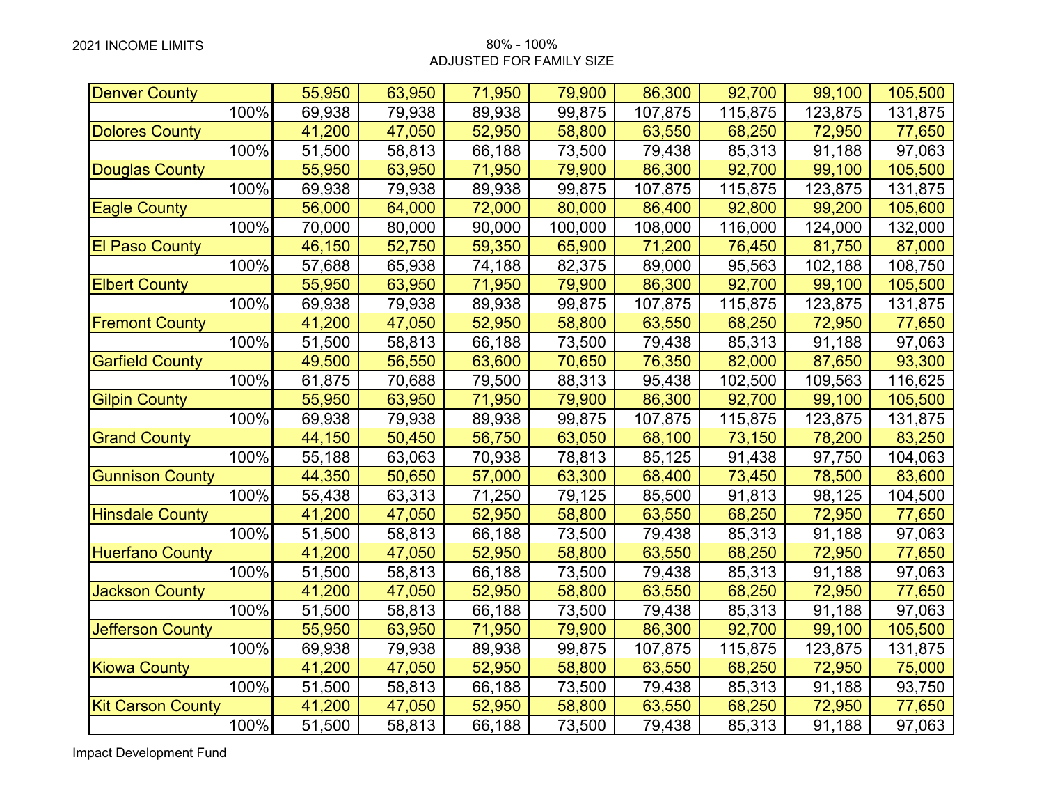2021 INCOME LIMITS

80% - 100%
ADJUSTED FOR FAMILY SIZE

| | | | | | | | | |
|---|---|---|---|---|---|---|---|---|
| Denver County | 55,950 | 63,950 | 71,950 | 79,900 | 86,300 | 92,700 | 99,100 | 105,500 |
| 100% | 69,938 | 79,938 | 89,938 | 99,875 | 107,875 | 115,875 | 123,875 | 131,875 |
| Dolores County | 41,200 | 47,050 | 52,950 | 58,800 | 63,550 | 68,250 | 72,950 | 77,650 |
| 100% | 51,500 | 58,813 | 66,188 | 73,500 | 79,438 | 85,313 | 91,188 | 97,063 |
| Douglas County | 55,950 | 63,950 | 71,950 | 79,900 | 86,300 | 92,700 | 99,100 | 105,500 |
| 100% | 69,938 | 79,938 | 89,938 | 99,875 | 107,875 | 115,875 | 123,875 | 131,875 |
| Eagle County | 56,000 | 64,000 | 72,000 | 80,000 | 86,400 | 92,800 | 99,200 | 105,600 |
| 100% | 70,000 | 80,000 | 90,000 | 100,000 | 108,000 | 116,000 | 124,000 | 132,000 |
| El Paso County | 46,150 | 52,750 | 59,350 | 65,900 | 71,200 | 76,450 | 81,750 | 87,000 |
| 100% | 57,688 | 65,938 | 74,188 | 82,375 | 89,000 | 95,563 | 102,188 | 108,750 |
| Elbert County | 55,950 | 63,950 | 71,950 | 79,900 | 86,300 | 92,700 | 99,100 | 105,500 |
| 100% | 69,938 | 79,938 | 89,938 | 99,875 | 107,875 | 115,875 | 123,875 | 131,875 |
| Fremont County | 41,200 | 47,050 | 52,950 | 58,800 | 63,550 | 68,250 | 72,950 | 77,650 |
| 100% | 51,500 | 58,813 | 66,188 | 73,500 | 79,438 | 85,313 | 91,188 | 97,063 |
| Garfield County | 49,500 | 56,550 | 63,600 | 70,650 | 76,350 | 82,000 | 87,650 | 93,300 |
| 100% | 61,875 | 70,688 | 79,500 | 88,313 | 95,438 | 102,500 | 109,563 | 116,625 |
| Gilpin County | 55,950 | 63,950 | 71,950 | 79,900 | 86,300 | 92,700 | 99,100 | 105,500 |
| 100% | 69,938 | 79,938 | 89,938 | 99,875 | 107,875 | 115,875 | 123,875 | 131,875 |
| Grand County | 44,150 | 50,450 | 56,750 | 63,050 | 68,100 | 73,150 | 78,200 | 83,250 |
| 100% | 55,188 | 63,063 | 70,938 | 78,813 | 85,125 | 91,438 | 97,750 | 104,063 |
| Gunnison County | 44,350 | 50,650 | 57,000 | 63,300 | 68,400 | 73,450 | 78,500 | 83,600 |
| 100% | 55,438 | 63,313 | 71,250 | 79,125 | 85,500 | 91,813 | 98,125 | 104,500 |
| Hinsdale County | 41,200 | 47,050 | 52,950 | 58,800 | 63,550 | 68,250 | 72,950 | 77,650 |
| 100% | 51,500 | 58,813 | 66,188 | 73,500 | 79,438 | 85,313 | 91,188 | 97,063 |
| Huerfano County | 41,200 | 47,050 | 52,950 | 58,800 | 63,550 | 68,250 | 72,950 | 77,650 |
| 100% | 51,500 | 58,813 | 66,188 | 73,500 | 79,438 | 85,313 | 91,188 | 97,063 |
| Jackson County | 41,200 | 47,050 | 52,950 | 58,800 | 63,550 | 68,250 | 72,950 | 77,650 |
| 100% | 51,500 | 58,813 | 66,188 | 73,500 | 79,438 | 85,313 | 91,188 | 97,063 |
| Jefferson County | 55,950 | 63,950 | 71,950 | 79,900 | 86,300 | 92,700 | 99,100 | 105,500 |
| 100% | 69,938 | 79,938 | 89,938 | 99,875 | 107,875 | 115,875 | 123,875 | 131,875 |
| Kiowa County | 41,200 | 47,050 | 52,950 | 58,800 | 63,550 | 68,250 | 72,950 | 75,000 |
| 100% | 51,500 | 58,813 | 66,188 | 73,500 | 79,438 | 85,313 | 91,188 | 93,750 |
| Kit Carson County | 41,200 | 47,050 | 52,950 | 58,800 | 63,550 | 68,250 | 72,950 | 77,650 |
| 100% | 51,500 | 58,813 | 66,188 | 73,500 | 79,438 | 85,313 | 91,188 | 97,063 |

Impact Development Fund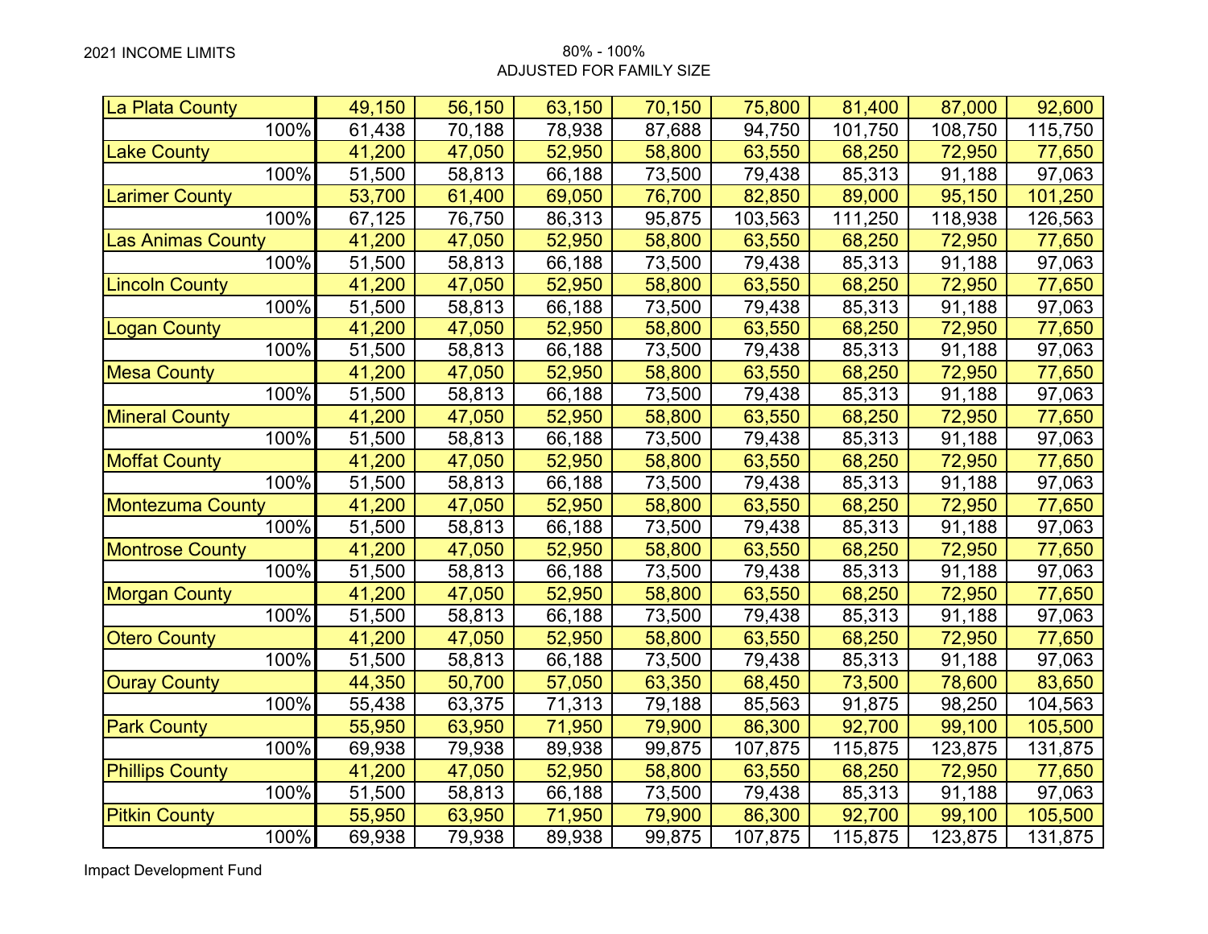2021 INCOME LIMITS

80% - 100%
ADJUSTED FOR FAMILY SIZE

| | | | | | | | | |
|---|---|---|---|---|---|---|---|---|
| La Plata County | 49,150 | 56,150 | 63,150 | 70,150 | 75,800 | 81,400 | 87,000 | 92,600 |
| 100% | 61,438 | 70,188 | 78,938 | 87,688 | 94,750 | 101,750 | 108,750 | 115,750 |
| Lake County | 41,200 | 47,050 | 52,950 | 58,800 | 63,550 | 68,250 | 72,950 | 77,650 |
| 100% | 51,500 | 58,813 | 66,188 | 73,500 | 79,438 | 85,313 | 91,188 | 97,063 |
| Larimer County | 53,700 | 61,400 | 69,050 | 76,700 | 82,850 | 89,000 | 95,150 | 101,250 |
| 100% | 67,125 | 76,750 | 86,313 | 95,875 | 103,563 | 111,250 | 118,938 | 126,563 |
| Las Animas County | 41,200 | 47,050 | 52,950 | 58,800 | 63,550 | 68,250 | 72,950 | 77,650 |
| 100% | 51,500 | 58,813 | 66,188 | 73,500 | 79,438 | 85,313 | 91,188 | 97,063 |
| Lincoln County | 41,200 | 47,050 | 52,950 | 58,800 | 63,550 | 68,250 | 72,950 | 77,650 |
| 100% | 51,500 | 58,813 | 66,188 | 73,500 | 79,438 | 85,313 | 91,188 | 97,063 |
| Logan County | 41,200 | 47,050 | 52,950 | 58,800 | 63,550 | 68,250 | 72,950 | 77,650 |
| 100% | 51,500 | 58,813 | 66,188 | 73,500 | 79,438 | 85,313 | 91,188 | 97,063 |
| Mesa County | 41,200 | 47,050 | 52,950 | 58,800 | 63,550 | 68,250 | 72,950 | 77,650 |
| 100% | 51,500 | 58,813 | 66,188 | 73,500 | 79,438 | 85,313 | 91,188 | 97,063 |
| Mineral County | 41,200 | 47,050 | 52,950 | 58,800 | 63,550 | 68,250 | 72,950 | 77,650 |
| 100% | 51,500 | 58,813 | 66,188 | 73,500 | 79,438 | 85,313 | 91,188 | 97,063 |
| Moffat County | 41,200 | 47,050 | 52,950 | 58,800 | 63,550 | 68,250 | 72,950 | 77,650 |
| 100% | 51,500 | 58,813 | 66,188 | 73,500 | 79,438 | 85,313 | 91,188 | 97,063 |
| Montezuma County | 41,200 | 47,050 | 52,950 | 58,800 | 63,550 | 68,250 | 72,950 | 77,650 |
| 100% | 51,500 | 58,813 | 66,188 | 73,500 | 79,438 | 85,313 | 91,188 | 97,063 |
| Montrose County | 41,200 | 47,050 | 52,950 | 58,800 | 63,550 | 68,250 | 72,950 | 77,650 |
| 100% | 51,500 | 58,813 | 66,188 | 73,500 | 79,438 | 85,313 | 91,188 | 97,063 |
| Morgan County | 41,200 | 47,050 | 52,950 | 58,800 | 63,550 | 68,250 | 72,950 | 77,650 |
| 100% | 51,500 | 58,813 | 66,188 | 73,500 | 79,438 | 85,313 | 91,188 | 97,063 |
| Otero County | 41,200 | 47,050 | 52,950 | 58,800 | 63,550 | 68,250 | 72,950 | 77,650 |
| 100% | 51,500 | 58,813 | 66,188 | 73,500 | 79,438 | 85,313 | 91,188 | 97,063 |
| Ouray County | 44,350 | 50,700 | 57,050 | 63,350 | 68,450 | 73,500 | 78,600 | 83,650 |
| 100% | 55,438 | 63,375 | 71,313 | 79,188 | 85,563 | 91,875 | 98,250 | 104,563 |
| Park County | 55,950 | 63,950 | 71,950 | 79,900 | 86,300 | 92,700 | 99,100 | 105,500 |
| 100% | 69,938 | 79,938 | 89,938 | 99,875 | 107,875 | 115,875 | 123,875 | 131,875 |
| Phillips County | 41,200 | 47,050 | 52,950 | 58,800 | 63,550 | 68,250 | 72,950 | 77,650 |
| 100% | 51,500 | 58,813 | 66,188 | 73,500 | 79,438 | 85,313 | 91,188 | 97,063 |
| Pitkin County | 55,950 | 63,950 | 71,950 | 79,900 | 86,300 | 92,700 | 99,100 | 105,500 |
| 100% | 69,938 | 79,938 | 89,938 | 99,875 | 107,875 | 115,875 | 123,875 | 131,875 |

Impact Development Fund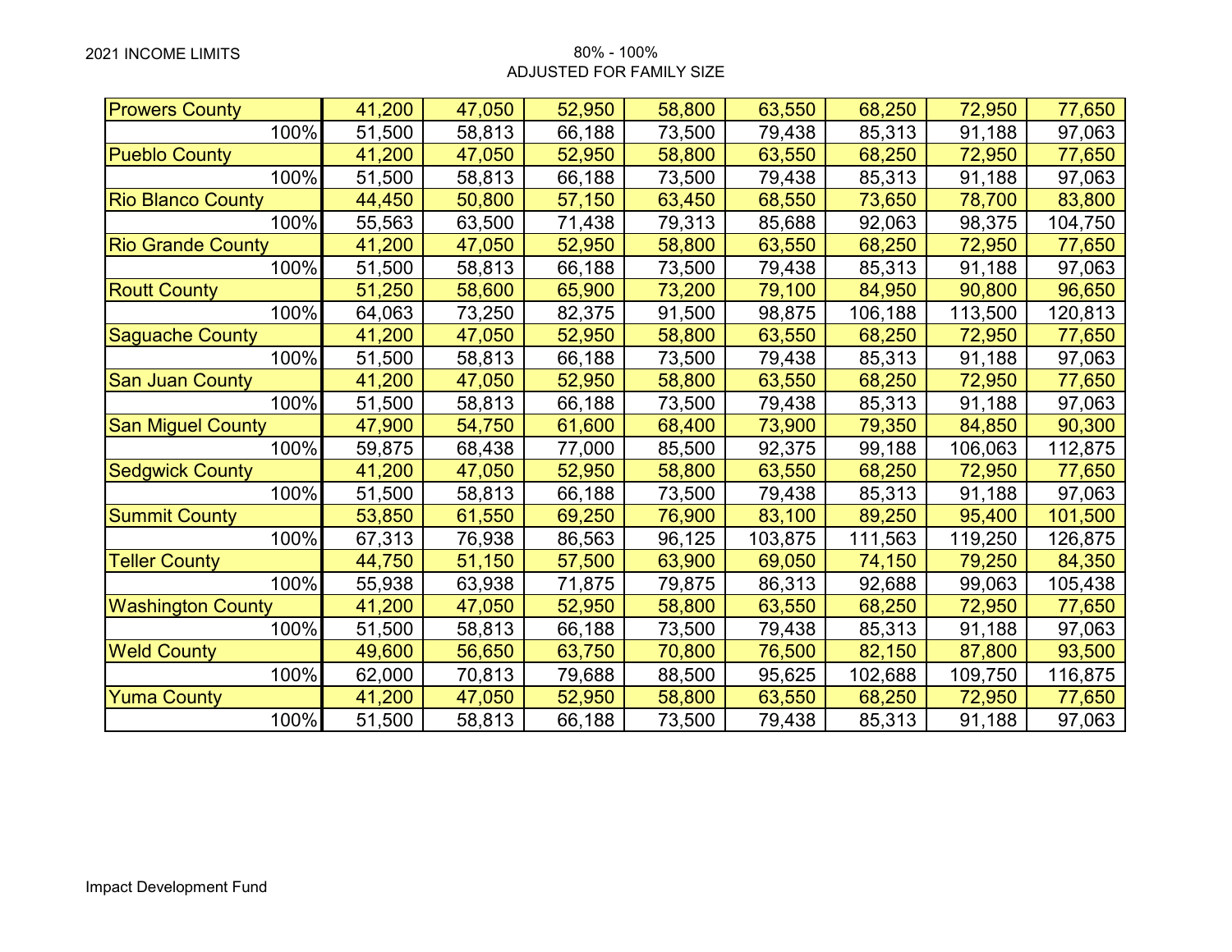2021 INCOME LIMITS

80% - 100%
ADJUSTED FOR FAMILY SIZE

| | | | | | | | | |
|---|---|---|---|---|---|---|---|---|
| Prowers County | 41,200 | 47,050 | 52,950 | 58,800 | 63,550 | 68,250 | 72,950 | 77,650 |
| 100% | 51,500 | 58,813 | 66,188 | 73,500 | 79,438 | 85,313 | 91,188 | 97,063 |
| Pueblo County | 41,200 | 47,050 | 52,950 | 58,800 | 63,550 | 68,250 | 72,950 | 77,650 |
| 100% | 51,500 | 58,813 | 66,188 | 73,500 | 79,438 | 85,313 | 91,188 | 97,063 |
| Rio Blanco County | 44,450 | 50,800 | 57,150 | 63,450 | 68,550 | 73,650 | 78,700 | 83,800 |
| 100% | 55,563 | 63,500 | 71,438 | 79,313 | 85,688 | 92,063 | 98,375 | 104,750 |
| Rio Grande County | 41,200 | 47,050 | 52,950 | 58,800 | 63,550 | 68,250 | 72,950 | 77,650 |
| 100% | 51,500 | 58,813 | 66,188 | 73,500 | 79,438 | 85,313 | 91,188 | 97,063 |
| Routt County | 51,250 | 58,600 | 65,900 | 73,200 | 79,100 | 84,950 | 90,800 | 96,650 |
| 100% | 64,063 | 73,250 | 82,375 | 91,500 | 98,875 | 106,188 | 113,500 | 120,813 |
| Saguache County | 41,200 | 47,050 | 52,950 | 58,800 | 63,550 | 68,250 | 72,950 | 77,650 |
| 100% | 51,500 | 58,813 | 66,188 | 73,500 | 79,438 | 85,313 | 91,188 | 97,063 |
| San Juan County | 41,200 | 47,050 | 52,950 | 58,800 | 63,550 | 68,250 | 72,950 | 77,650 |
| 100% | 51,500 | 58,813 | 66,188 | 73,500 | 79,438 | 85,313 | 91,188 | 97,063 |
| San Miguel County | 47,900 | 54,750 | 61,600 | 68,400 | 73,900 | 79,350 | 84,850 | 90,300 |
| 100% | 59,875 | 68,438 | 77,000 | 85,500 | 92,375 | 99,188 | 106,063 | 112,875 |
| Sedgwick County | 41,200 | 47,050 | 52,950 | 58,800 | 63,550 | 68,250 | 72,950 | 77,650 |
| 100% | 51,500 | 58,813 | 66,188 | 73,500 | 79,438 | 85,313 | 91,188 | 97,063 |
| Summit County | 53,850 | 61,550 | 69,250 | 76,900 | 83,100 | 89,250 | 95,400 | 101,500 |
| 100% | 67,313 | 76,938 | 86,563 | 96,125 | 103,875 | 111,563 | 119,250 | 126,875 |
| Teller County | 44,750 | 51,150 | 57,500 | 63,900 | 69,050 | 74,150 | 79,250 | 84,350 |
| 100% | 55,938 | 63,938 | 71,875 | 79,875 | 86,313 | 92,688 | 99,063 | 105,438 |
| Washington County | 41,200 | 47,050 | 52,950 | 58,800 | 63,550 | 68,250 | 72,950 | 77,650 |
| 100% | 51,500 | 58,813 | 66,188 | 73,500 | 79,438 | 85,313 | 91,188 | 97,063 |
| Weld County | 49,600 | 56,650 | 63,750 | 70,800 | 76,500 | 82,150 | 87,800 | 93,500 |
| 100% | 62,000 | 70,813 | 79,688 | 88,500 | 95,625 | 102,688 | 109,750 | 116,875 |
| Yuma County | 41,200 | 47,050 | 52,950 | 58,800 | 63,550 | 68,250 | 72,950 | 77,650 |
| 100% | 51,500 | 58,813 | 66,188 | 73,500 | 79,438 | 85,313 | 91,188 | 97,063 |

Impact Development Fund